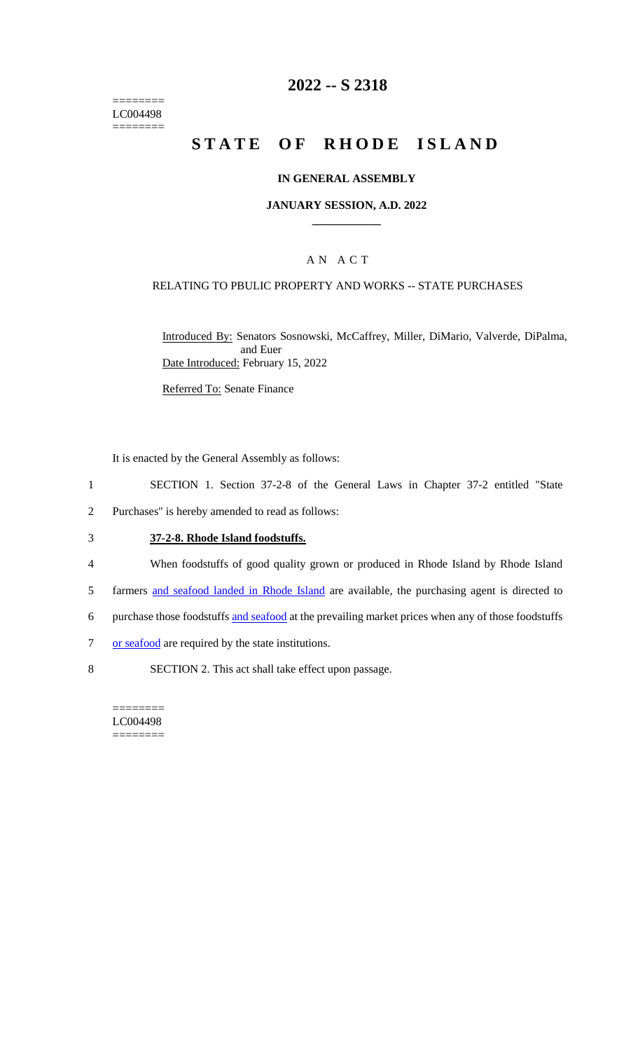========
LC004498
========

# 2022 -- S 2318

# STATE OF RHODE ISLAND

## IN GENERAL ASSEMBLY

### JANUARY SESSION, A.D. 2022

AN ACT

RELATING TO PBULIC PROPERTY AND WORKS -- STATE PURCHASES

Introduced By: Senators Sosnowski, McCaffrey, Miller, DiMario, Valverde, DiPalma, and Euer

Date Introduced: February 15, 2022

Referred To: Senate Finance

It is enacted by the General Assembly as follows:

1 SECTION 1. Section 37-2-8 of the General Laws in Chapter 37-2 entitled "State
2 Purchases" is hereby amended to read as follows:

3 **37-2-8. Rhode Island foodstuffs.**

4 When foodstuffs of good quality grown or produced in Rhode Island by Rhode Island
5 farmers and seafood landed in Rhode Island are available, the purchasing agent is directed to
6 purchase those foodstuffs and seafood at the prevailing market prices when any of those foodstuffs
7 or seafood are required by the state institutions.

8 SECTION 2. This act shall take effect upon passage.

========
LC004498
========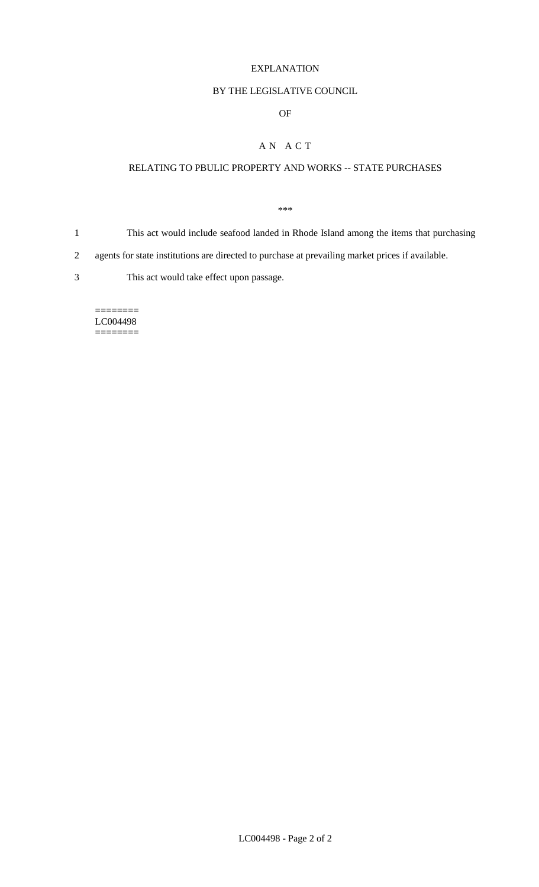EXPLANATION

BY THE LEGISLATIVE COUNCIL

OF

A N A C T

RELATING TO PBULIC PROPERTY AND WORKS -- STATE PURCHASES

\*\*\*

1 This act would include seafood landed in Rhode Island among the items that purchasing
2 agents for state institutions are directed to purchase at prevailing market prices if available.
3 This act would take effect upon passage.

========
LC004498
========